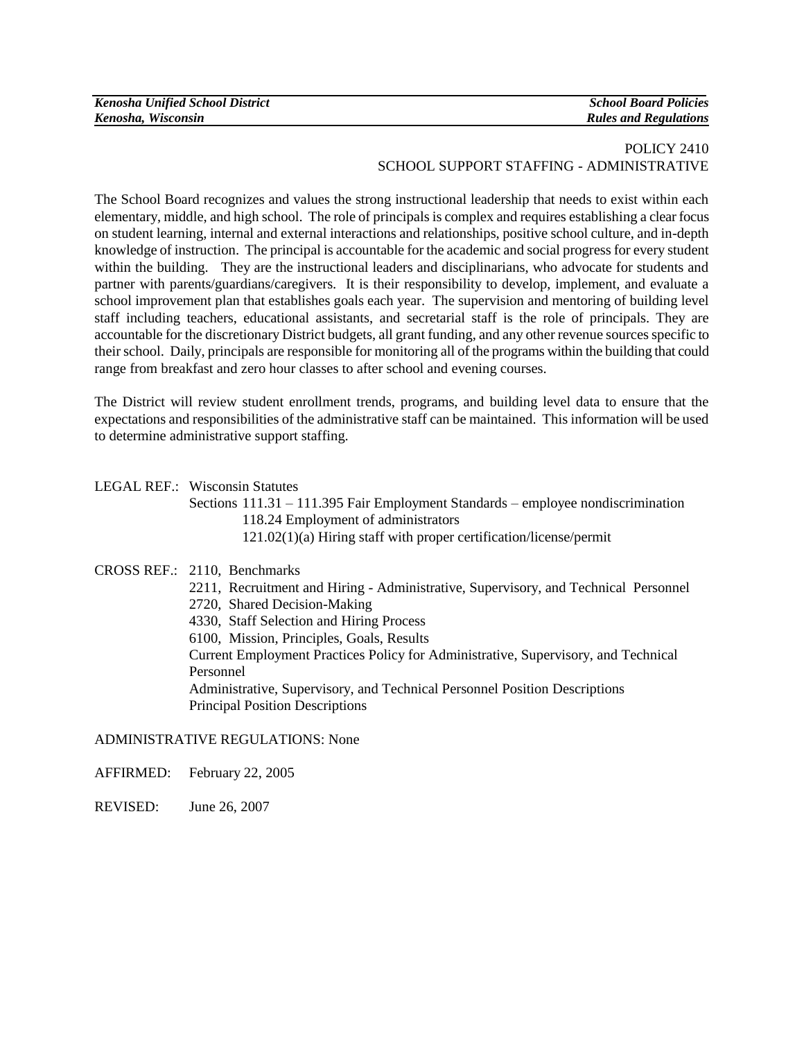POLICY 2410
SCHOOL SUPPORT STAFFING - ADMINISTRATIVE

The School Board recognizes and values the strong instructional leadership that needs to exist within each elementary, middle, and high school. The role of principals is complex and requires establishing a clear focus on student learning, internal and external interactions and relationships, positive school culture, and in-depth knowledge of instruction. The principal is accountable for the academic and social progress for every student within the building. They are the instructional leaders and disciplinarians, who advocate for students and partner with parents/guardians/caregivers. It is their responsibility to develop, implement, and evaluate a school improvement plan that establishes goals each year. The supervision and mentoring of building level staff including teachers, educational assistants, and secretarial staff is the role of principals. They are accountable for the discretionary District budgets, all grant funding, and any other revenue sources specific to their school. Daily, principals are responsible for monitoring all of the programs within the building that could range from breakfast and zero hour classes to after school and evening courses.

The District will review student enrollment trends, programs, and building level data to ensure that the expectations and responsibilities of the administrative staff can be maintained. This information will be used to determine administrative support staffing.

LEGAL REF.: Wisconsin Statutes
Sections 111.31 – 111.395 Fair Employment Standards – employee nondiscrimination
118.24 Employment of administrators
121.02(1)(a) Hiring staff with proper certification/license/permit

CROSS REF.: 2110, Benchmarks
2211, Recruitment and Hiring - Administrative, Supervisory, and Technical Personnel
2720, Shared Decision-Making
4330, Staff Selection and Hiring Process
6100, Mission, Principles, Goals, Results
Current Employment Practices Policy for Administrative, Supervisory, and Technical Personnel
Administrative, Supervisory, and Technical Personnel Position Descriptions
Principal Position Descriptions

ADMINISTRATIVE REGULATIONS: None

AFFIRMED: February 22, 2005

REVISED: June 26, 2007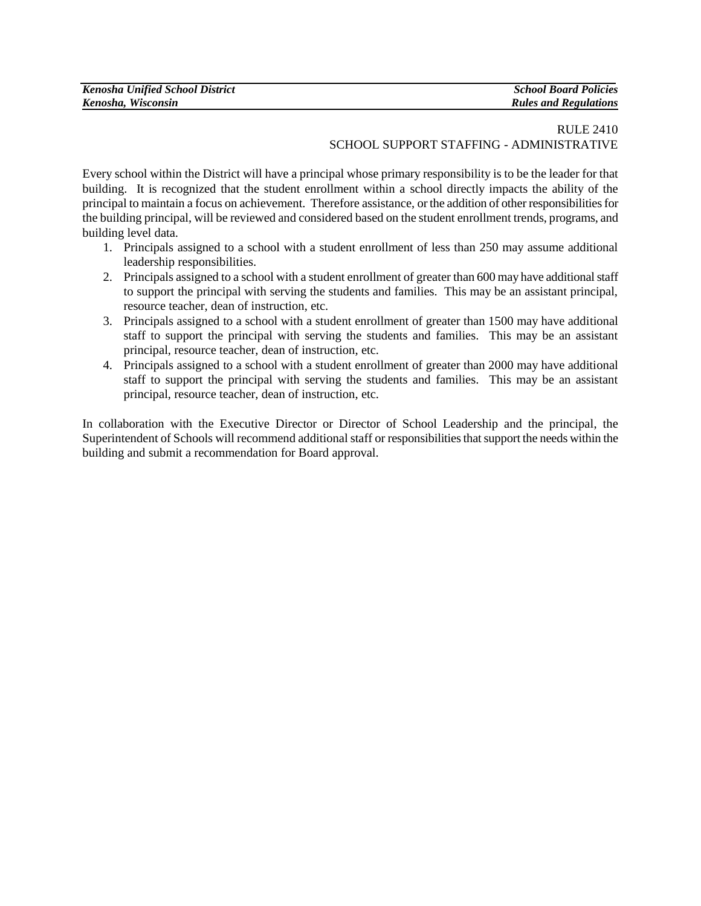RULE 2410
SCHOOL SUPPORT STAFFING - ADMINISTRATIVE

Every school within the District will have a principal whose primary responsibility is to be the leader for that building. It is recognized that the student enrollment within a school directly impacts the ability of the principal to maintain a focus on achievement. Therefore assistance, or the addition of other responsibilities for the building principal, will be reviewed and considered based on the student enrollment trends, programs, and building level data.

1. Principals assigned to a school with a student enrollment of less than 250 may assume additional leadership responsibilities.
2. Principals assigned to a school with a student enrollment of greater than 600 may have additional staff to support the principal with serving the students and families. This may be an assistant principal, resource teacher, dean of instruction, etc.
3. Principals assigned to a school with a student enrollment of greater than 1500 may have additional staff to support the principal with serving the students and families. This may be an assistant principal, resource teacher, dean of instruction, etc.
4. Principals assigned to a school with a student enrollment of greater than 2000 may have additional staff to support the principal with serving the students and families. This may be an assistant principal, resource teacher, dean of instruction, etc.

In collaboration with the Executive Director or Director of School Leadership and the principal, the Superintendent of Schools will recommend additional staff or responsibilities that support the needs within the building and submit a recommendation for Board approval.